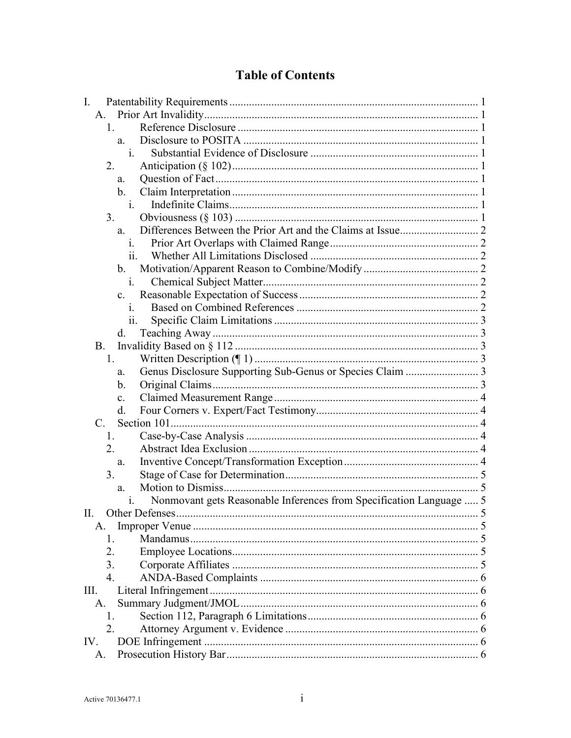# Table of Contents

- I. Patentability Requirements ........ 1
  - A. Prior Art Invalidity ........ 1
    - 1. Reference Disclosure ........ 1
      - a. Disclosure to POSITA ........ 1
        - i. Substantial Evidence of Disclosure ........ 1
    - 2. Anticipation (§ 102) ........ 1
      - a. Question of Fact ........ 1
      - b. Claim Interpretation ........ 1
        - i. Indefinite Claims ........ 1
    - 3. Obviousness (§ 103) ........ 1
      - a. Differences Between the Prior Art and the Claims at Issue ........ 2
        - i. Prior Art Overlaps with Claimed Range ........ 2
        - ii. Whether All Limitations Disclosed ........ 2
      - b. Motivation/Apparent Reason to Combine/Modify ........ 2
        - i. Chemical Subject Matter ........ 2
      - c. Reasonable Expectation of Success ........ 2
        - i. Based on Combined References ........ 2
        - ii. Specific Claim Limitations ........ 3
      - d. Teaching Away ........ 3
  - B. Invalidity Based on § 112 ........ 3
    - 1. Written Description (¶ 1) ........ 3
      - a. Genus Disclosure Supporting Sub-Genus or Species Claim ........ 3
      - b. Original Claims ........ 3
      - c. Claimed Measurement Range ........ 4
      - d. Four Corners v. Expert/Fact Testimony ........ 4
  - C. Section 101 ........ 4
    - 1. Case-by-Case Analysis ........ 4
    - 2. Abstract Idea Exclusion ........ 4
      - a. Inventive Concept/Transformation Exception ........ 4
    - 3. Stage of Case for Determination ........ 5
      - a. Motion to Dismiss ........ 5
        - i. Nonmovant gets Reasonable Inferences from Specification Language ........ 5
- II. Other Defenses ........ 5
  - A. Improper Venue ........ 5
    - 1. Mandamus ........ 5
    - 2. Employee Locations ........ 5
    - 3. Corporate Affiliates ........ 5
    - 4. ANDA-Based Complaints ........ 6
- III. Literal Infringement ........ 6
  - A. Summary Judgment/JMOL ........ 6
    - 1. Section 112, Paragraph 6 Limitations ........ 6
    - 2. Attorney Argument v. Evidence ........ 6
- IV. DOE Infringement ........ 6
  - A. Prosecution History Bar ........ 6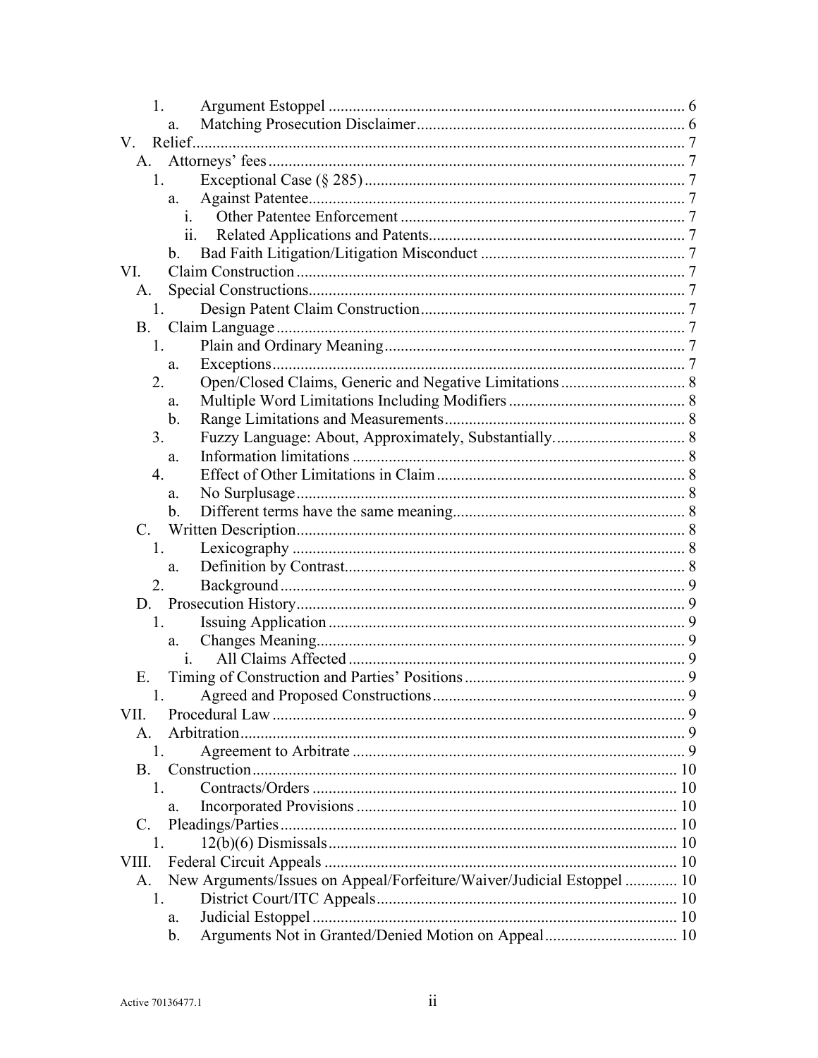1. Argument Estoppel ........................................................................................ 6

   a. Matching Prosecution Disclaimer .................................................................. 6

V. Relief ........................................................................................................... 7

A. Attorneys' fees ........................................................................................... 7

1. Exceptional Case (§ 285) ............................................................................... 7

   a. Against Patentee ........................................................................................ 7

      i. Other Patentee Enforcement ...................................................................... 7

      ii. Related Applications and Patents .............................................................. 7

   b. Bad Faith Litigation/Litigation Misconduct .................................................. 7

VI. Claim Construction ........................................................................................ 7

A. Special Constructions ..................................................................................... 7

1. Design Patent Claim Construction ................................................................. 7

B. Claim Language ............................................................................................. 7

1. Plain and Ordinary Meaning .......................................................................... 7

   a. Exceptions ................................................................................................... 7

2. Open/Closed Claims, Generic and Negative Limitations .................................. 8

   a. Multiple Word Limitations Including Modifiers ............................................ 8

   b. Range Limitations and Measurements ........................................................... 8

3. Fuzzy Language: About, Approximately, Substantially. ................................... 8

   a. Information limitations ................................................................................ 8

4. Effect of Other Limitations in Claim ............................................................... 8

   a. No Surplusage .............................................................................................. 8

   b. Different terms have the same meaning ........................................................ 8

C. Written Description ........................................................................................ 8

1. Lexicography ................................................................................................. 8

   a. Definition by Contrast .................................................................................. 8

2. Background .................................................................................................... 9

D. Prosecution History ......................................................................................... 9

1. Issuing Application ......................................................................................... 9

   a. Changes Meaning .......................................................................................... 9

      i. All Claims Affected ................................................................................... 9

E. Timing of Construction and Parties' Positions .................................................. 9

1. Agreed and Proposed Constructions ............................................................... 9

VII. Procedural Law ............................................................................................. 9

A. Arbitration ..................................................................................................... 9

1. Agreement to Arbitrate ................................................................................... 9

B. Construction ................................................................................................. 10

1. Contracts/Orders .......................................................................................... 10

   a. Incorporated Provisions ............................................................................. 10

C. Pleadings/Parties .......................................................................................... 10

1. 12(b)(6) Dismissals ...................................................................................... 10

VIII. Federal Circuit Appeals ............................................................................. 10

A. New Arguments/Issues on Appeal/Forfeiture/Waiver/Judicial Estoppel ............ 10

1. District Court/ITC Appeals ........................................................................... 10

   a. Judicial Estoppel ........................................................................................ 10

   b. Arguments Not in Granted/Denied Motion on Appeal ................................... 10

Active 70136477.1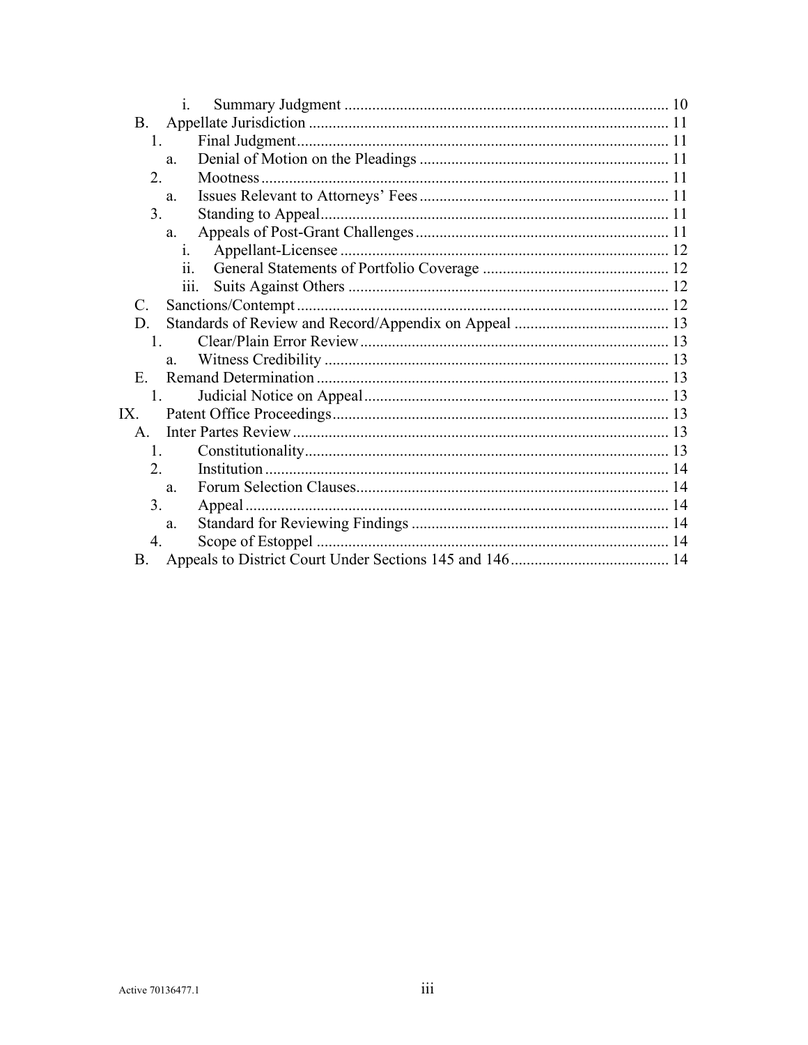- i. Summary Judgment ..... 10
- B. Appellate Jurisdiction ..... 11
  - 1. Final Judgment ..... 11
    - a. Denial of Motion on the Pleadings ..... 11
  - 2. Mootness ..... 11
    - a. Issues Relevant to Attorneys' Fees ..... 11
  - 3. Standing to Appeal ..... 11
    - a. Appeals of Post-Grant Challenges ..... 11
      - i. Appellant-Licensee ..... 12
      - ii. General Statements of Portfolio Coverage ..... 12
      - iii. Suits Against Others ..... 12
- C. Sanctions/Contempt ..... 12
- D. Standards of Review and Record/Appendix on Appeal ..... 13
  - 1. Clear/Plain Error Review ..... 13
    - a. Witness Credibility ..... 13
- E. Remand Determination ..... 13
  - 1. Judicial Notice on Appeal ..... 13

IX. Patent Office Proceedings ..... 13

- A. Inter Partes Review ..... 13
  - 1. Constitutionality ..... 13
  - 2. Institution ..... 14
    - a. Forum Selection Clauses ..... 14
  - 3. Appeal ..... 14
    - a. Standard for Reviewing Findings ..... 14
  - 4. Scope of Estoppel ..... 14
- B. Appeals to District Court Under Sections 145 and 146 ..... 14

Active 70136477.1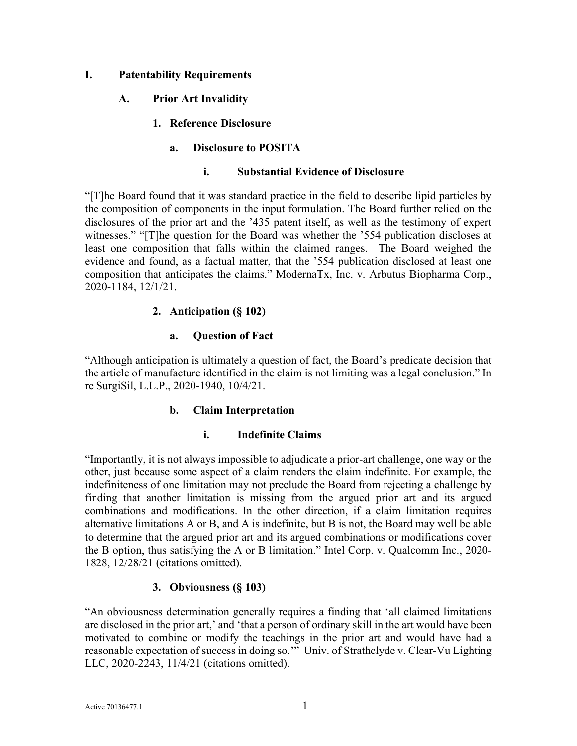# I. Patentability Requirements

## A. Prior Art Invalidity

### 1. Reference Disclosure

#### a. Disclosure to POSITA

##### i. Substantial Evidence of Disclosure

"[T]he Board found that it was standard practice in the field to describe lipid particles by the composition of components in the input formulation. The Board further relied on the disclosures of the prior art and the '435 patent itself, as well as the testimony of expert witnesses." "[T]he question for the Board was whether the '554 publication discloses at least one composition that falls within the claimed ranges. The Board weighed the evidence and found, as a factual matter, that the '554 publication disclosed at least one composition that anticipates the claims." ModernaTx, Inc. v. Arbutus Biopharma Corp., 2020-1184, 12/1/21.

### 2. Anticipation (§ 102)

#### a. Question of Fact

"Although anticipation is ultimately a question of fact, the Board's predicate decision that the article of manufacture identified in the claim is not limiting was a legal conclusion." In re SurgiSil, L.L.P., 2020-1940, 10/4/21.

#### b. Claim Interpretation

##### i. Indefinite Claims

"Importantly, it is not always impossible to adjudicate a prior-art challenge, one way or the other, just because some aspect of a claim renders the claim indefinite. For example, the indefiniteness of one limitation may not preclude the Board from rejecting a challenge by finding that another limitation is missing from the argued prior art and its argued combinations and modifications. In the other direction, if a claim limitation requires alternative limitations A or B, and A is indefinite, but B is not, the Board may well be able to determine that the argued prior art and its argued combinations or modifications cover the B option, thus satisfying the A or B limitation." Intel Corp. v. Qualcomm Inc., 2020-1828, 12/28/21 (citations omitted).

### 3. Obviousness (§ 103)

"An obviousness determination generally requires a finding that 'all claimed limitations are disclosed in the prior art,' and 'that a person of ordinary skill in the art would have been motivated to combine or modify the teachings in the prior art and would have had a reasonable expectation of success in doing so.'" Univ. of Strathclyde v. Clear-Vu Lighting LLC, 2020-2243, 11/4/21 (citations omitted).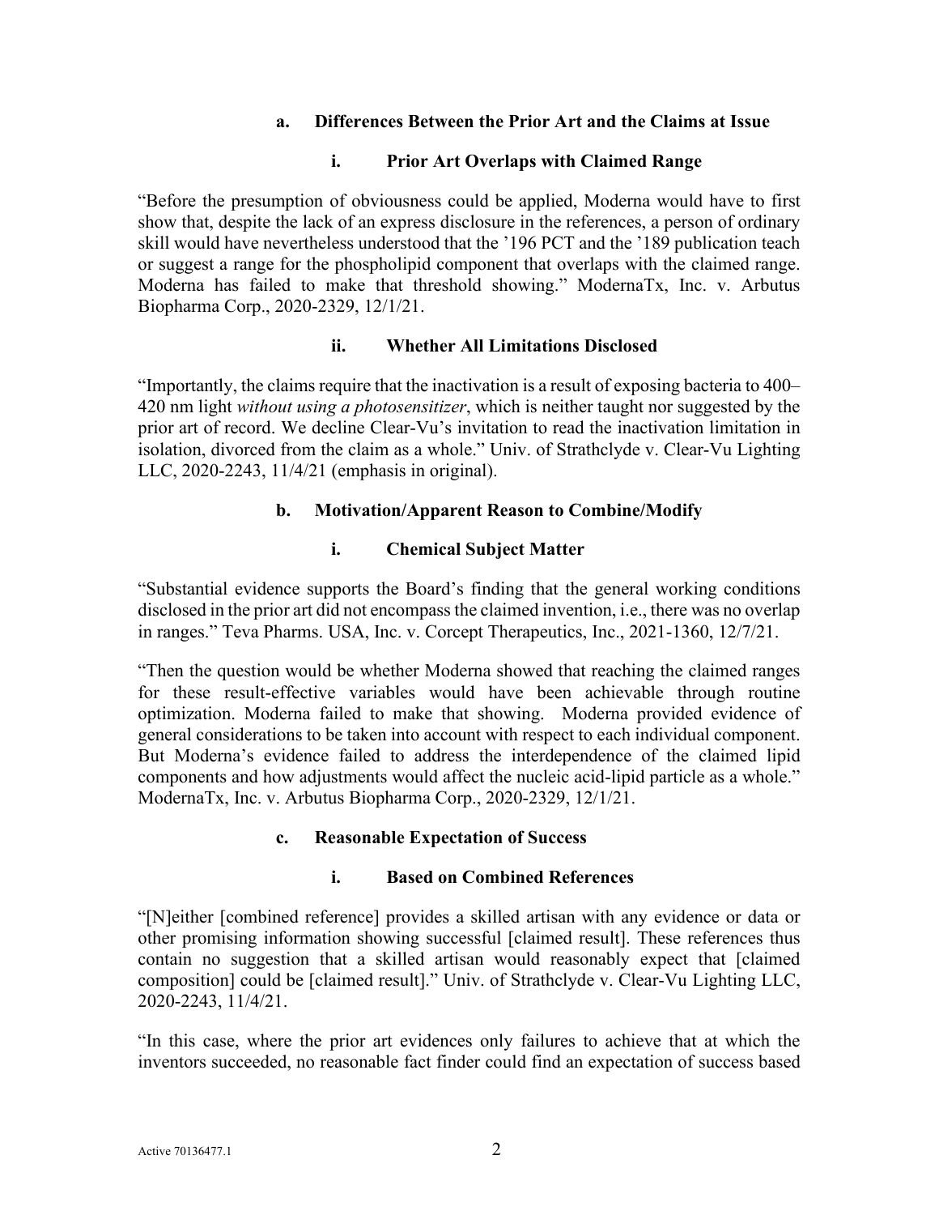#### a. Differences Between the Prior Art and the Claims at Issue

##### i. Prior Art Overlaps with Claimed Range

"Before the presumption of obviousness could be applied, Moderna would have to first show that, despite the lack of an express disclosure in the references, a person of ordinary skill would have nevertheless understood that the '196 PCT and the '189 publication teach or suggest a range for the phospholipid component that overlaps with the claimed range. Moderna has failed to make that threshold showing." ModernaTx, Inc. v. Arbutus Biopharma Corp., 2020-2329, 12/1/21.

##### ii. Whether All Limitations Disclosed

"Importantly, the claims require that the inactivation is a result of exposing bacteria to 400–420 nm light *without using a photosensitizer*, which is neither taught nor suggested by the prior art of record. We decline Clear-Vu's invitation to read the inactivation limitation in isolation, divorced from the claim as a whole." Univ. of Strathclyde v. Clear-Vu Lighting LLC, 2020-2243, 11/4/21 (emphasis in original).

#### b. Motivation/Apparent Reason to Combine/Modify

##### i. Chemical Subject Matter

"Substantial evidence supports the Board's finding that the general working conditions disclosed in the prior art did not encompass the claimed invention, i.e., there was no overlap in ranges." Teva Pharms. USA, Inc. v. Corcept Therapeutics, Inc., 2021-1360, 12/7/21.

"Then the question would be whether Moderna showed that reaching the claimed ranges for these result-effective variables would have been achievable through routine optimization. Moderna failed to make that showing. Moderna provided evidence of general considerations to be taken into account with respect to each individual component. But Moderna's evidence failed to address the interdependence of the claimed lipid components and how adjustments would affect the nucleic acid-lipid particle as a whole." ModernaTx, Inc. v. Arbutus Biopharma Corp., 2020-2329, 12/1/21.

#### c. Reasonable Expectation of Success

##### i. Based on Combined References

"[N]either [combined reference] provides a skilled artisan with any evidence or data or other promising information showing successful [claimed result]. These references thus contain no suggestion that a skilled artisan would reasonably expect that [claimed composition] could be [claimed result]." Univ. of Strathclyde v. Clear-Vu Lighting LLC, 2020-2243, 11/4/21.

"In this case, where the prior art evidences only failures to achieve that at which the inventors succeeded, no reasonable fact finder could find an expectation of success based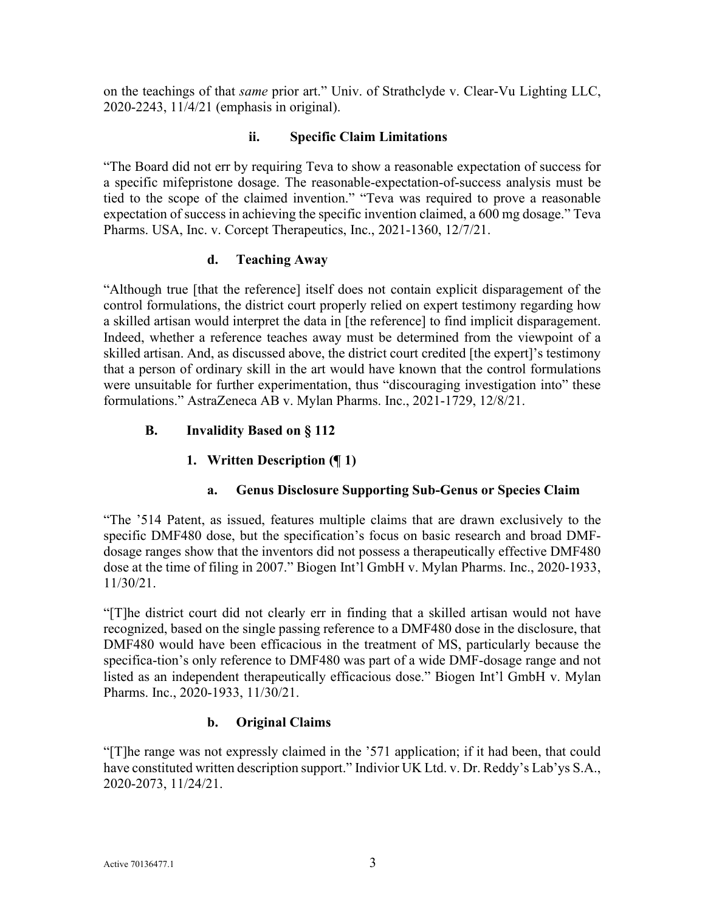on the teachings of that *same* prior art." Univ. of Strathclyde v. Clear-Vu Lighting LLC, 2020-2243, 11/4/21 (emphasis in original).

#### ii. Specific Claim Limitations

"The Board did not err by requiring Teva to show a reasonable expectation of success for a specific mifepristone dosage. The reasonable-expectation-of-success analysis must be tied to the scope of the claimed invention." "Teva was required to prove a reasonable expectation of success in achieving the specific invention claimed, a 600 mg dosage." Teva Pharms. USA, Inc. v. Corcept Therapeutics, Inc., 2021-1360, 12/7/21.

### d. Teaching Away

"Although true [that the reference] itself does not contain explicit disparagement of the control formulations, the district court properly relied on expert testimony regarding how a skilled artisan would interpret the data in [the reference] to find implicit disparagement. Indeed, whether a reference teaches away must be determined from the viewpoint of a skilled artisan. And, as discussed above, the district court credited [the expert]'s testimony that a person of ordinary skill in the art would have known that the control formulations were unsuitable for further experimentation, thus "discouraging investigation into" these formulations." AstraZeneca AB v. Mylan Pharms. Inc., 2021-1729, 12/8/21.

## B. Invalidity Based on § 112

### 1. Written Description (¶ 1)

#### a. Genus Disclosure Supporting Sub-Genus or Species Claim

"The '514 Patent, as issued, features multiple claims that are drawn exclusively to the specific DMF480 dose, but the specification's focus on basic research and broad DMF-dosage ranges show that the inventors did not possess a therapeutically effective DMF480 dose at the time of filing in 2007." Biogen Int'l GmbH v. Mylan Pharms. Inc., 2020-1933, 11/30/21.

"[T]he district court did not clearly err in finding that a skilled artisan would not have recognized, based on the single passing reference to a DMF480 dose in the disclosure, that DMF480 would have been efficacious in the treatment of MS, particularly because the specifica-tion's only reference to DMF480 was part of a wide DMF-dosage range and not listed as an independent therapeutically efficacious dose." Biogen Int'l GmbH v. Mylan Pharms. Inc., 2020-1933, 11/30/21.

#### b. Original Claims

"[T]he range was not expressly claimed in the '571 application; if it had been, that could have constituted written description support." Indivior UK Ltd. v. Dr. Reddy's Lab'ys S.A., 2020-2073, 11/24/21.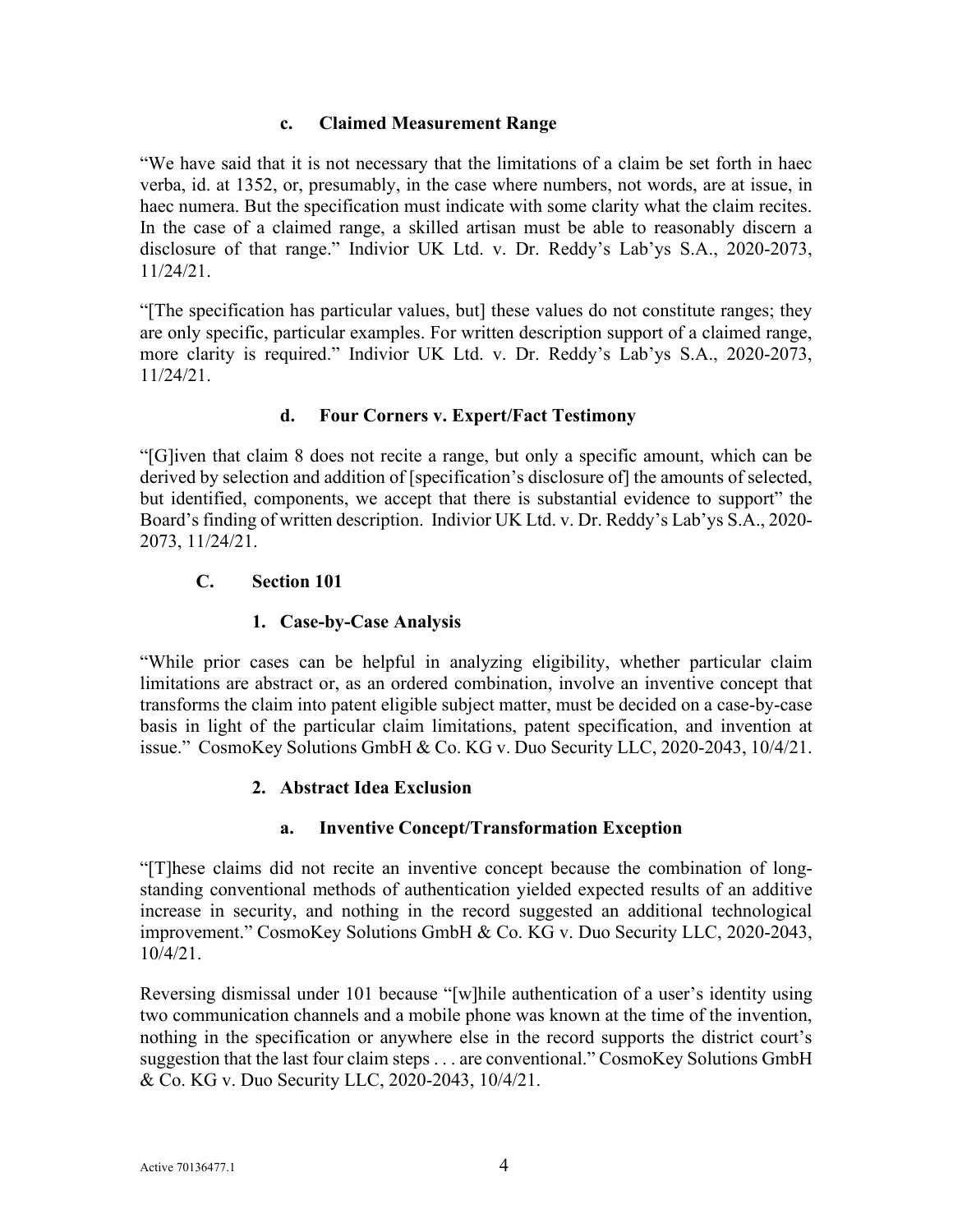#### c. Claimed Measurement Range

"We have said that it is not necessary that the limitations of a claim be set forth in haec verba, id. at 1352, or, presumably, in the case where numbers, not words, are at issue, in haec numera. But the specification must indicate with some clarity what the claim recites. In the case of a claimed range, a skilled artisan must be able to reasonably discern a disclosure of that range." Indivior UK Ltd. v. Dr. Reddy's Lab'ys S.A., 2020-2073, 11/24/21.

"[The specification has particular values, but] these values do not constitute ranges; they are only specific, particular examples. For written description support of a claimed range, more clarity is required." Indivior UK Ltd. v. Dr. Reddy's Lab'ys S.A., 2020-2073, 11/24/21.

#### d. Four Corners v. Expert/Fact Testimony

"[G]iven that claim 8 does not recite a range, but only a specific amount, which can be derived by selection and addition of [specification's disclosure of] the amounts of selected, but identified, components, we accept that there is substantial evidence to support" the Board's finding of written description. Indivior UK Ltd. v. Dr. Reddy's Lab'ys S.A., 2020-2073, 11/24/21.

## C. Section 101

### 1. Case-by-Case Analysis

"While prior cases can be helpful in analyzing eligibility, whether particular claim limitations are abstract or, as an ordered combination, involve an inventive concept that transforms the claim into patent eligible subject matter, must be decided on a case-by-case basis in light of the particular claim limitations, patent specification, and invention at issue." CosmoKey Solutions GmbH & Co. KG v. Duo Security LLC, 2020-2043, 10/4/21.

### 2. Abstract Idea Exclusion

#### a. Inventive Concept/Transformation Exception

"[T]hese claims did not recite an inventive concept because the combination of long-standing conventional methods of authentication yielded expected results of an additive increase in security, and nothing in the record suggested an additional technological improvement." CosmoKey Solutions GmbH & Co. KG v. Duo Security LLC, 2020-2043, 10/4/21.

Reversing dismissal under 101 because "[w]hile authentication of a user's identity using two communication channels and a mobile phone was known at the time of the invention, nothing in the specification or anywhere else in the record supports the district court's suggestion that the last four claim steps . . . are conventional." CosmoKey Solutions GmbH & Co. KG v. Duo Security LLC, 2020-2043, 10/4/21.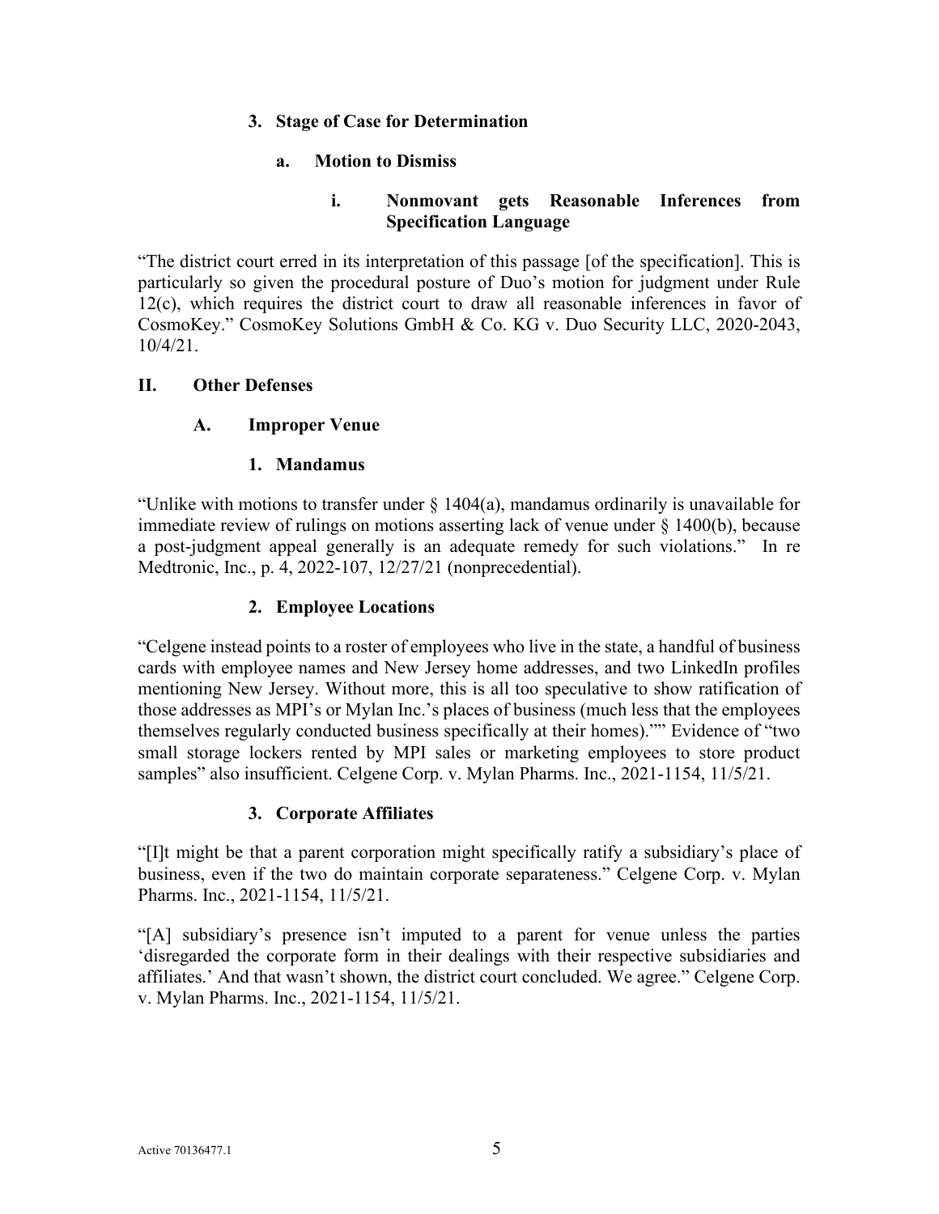### 3. Stage of Case for Determination

#### a. Motion to Dismiss

##### i. Nonmovant gets Reasonable Inferences from Specification Language

"The district court erred in its interpretation of this passage [of the specification]. This is particularly so given the procedural posture of Duo's motion for judgment under Rule 12(c), which requires the district court to draw all reasonable inferences in favor of CosmoKey." CosmoKey Solutions GmbH & Co. KG v. Duo Security LLC, 2020-2043, 10/4/21.

## II. Other Defenses

### A. Improper Venue

#### 1. Mandamus

"Unlike with motions to transfer under § 1404(a), mandamus ordinarily is unavailable for immediate review of rulings on motions asserting lack of venue under § 1400(b), because a post-judgment appeal generally is an adequate remedy for such violations." In re Medtronic, Inc., p. 4, 2022-107, 12/27/21 (nonprecedential).

#### 2. Employee Locations

"Celgene instead points to a roster of employees who live in the state, a handful of business cards with employee names and New Jersey home addresses, and two LinkedIn profiles mentioning New Jersey. Without more, this is all too speculative to show ratification of those addresses as MPI's or Mylan Inc.'s places of business (much less that the employees themselves regularly conducted business specifically at their homes)."" Evidence of "two small storage lockers rented by MPI sales or marketing employees to store product samples" also insufficient. Celgene Corp. v. Mylan Pharms. Inc., 2021-1154, 11/5/21.

#### 3. Corporate Affiliates

"[I]t might be that a parent corporation might specifically ratify a subsidiary's place of business, even if the two do maintain corporate separateness." Celgene Corp. v. Mylan Pharms. Inc., 2021-1154, 11/5/21.

"[A] subsidiary's presence isn't imputed to a parent for venue unless the parties 'disregarded the corporate form in their dealings with their respective subsidiaries and affiliates.' And that wasn't shown, the district court concluded. We agree." Celgene Corp. v. Mylan Pharms. Inc., 2021-1154, 11/5/21.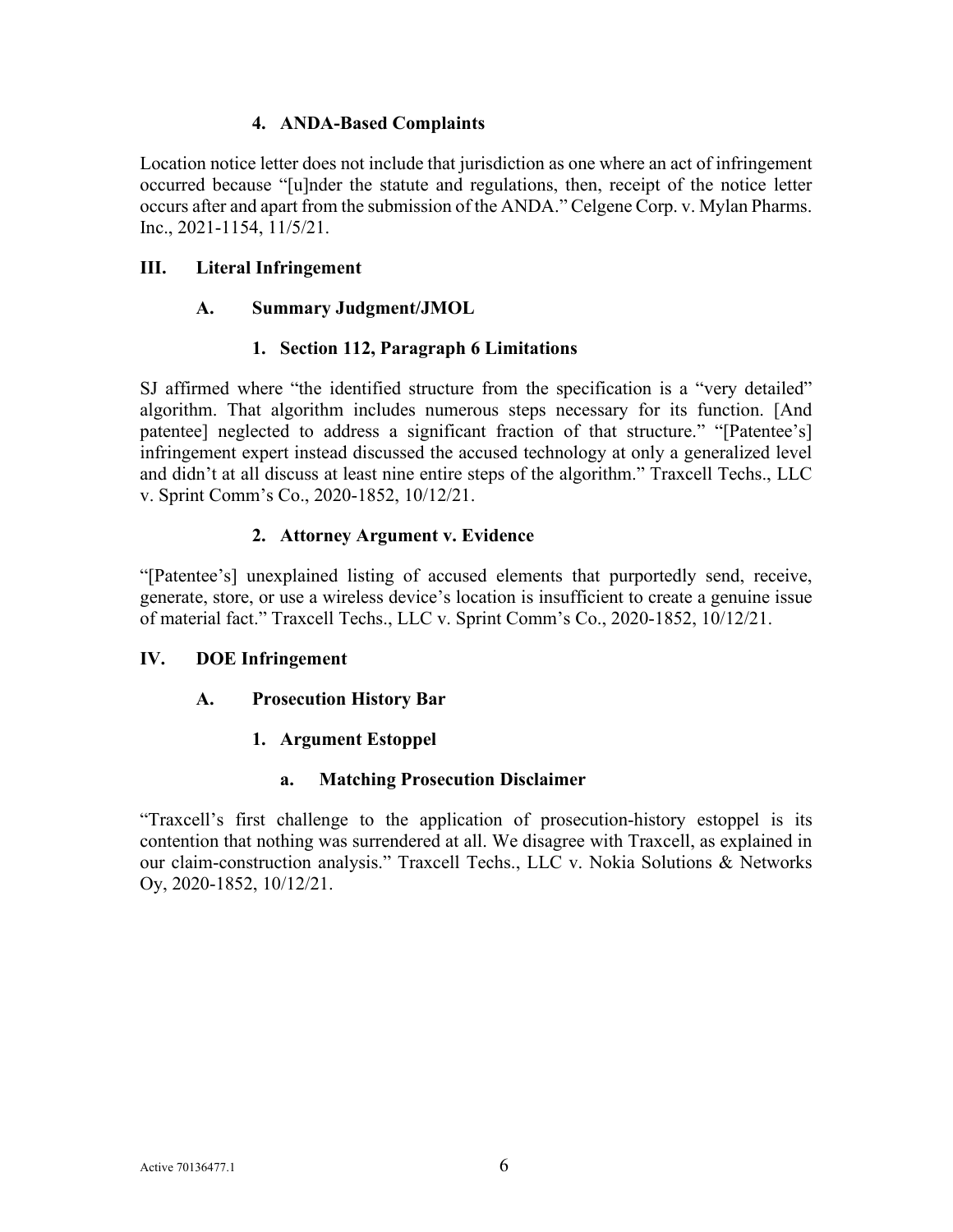#### 4. ANDA-Based Complaints

Location notice letter does not include that jurisdiction as one where an act of infringement occurred because "[u]nder the statute and regulations, then, receipt of the notice letter occurs after and apart from the submission of the ANDA." Celgene Corp. v. Mylan Pharms. Inc., 2021-1154, 11/5/21.

## III. Literal Infringement

### A. Summary Judgment/JMOL

#### 1. Section 112, Paragraph 6 Limitations

SJ affirmed where "the identified structure from the specification is a "very detailed" algorithm. That algorithm includes numerous steps necessary for its function. [And patentee] neglected to address a significant fraction of that structure." "[Patentee's] infringement expert instead discussed the accused technology at only a generalized level and didn't at all discuss at least nine entire steps of the algorithm." Traxcell Techs., LLC v. Sprint Comm's Co., 2020-1852, 10/12/21.

#### 2. Attorney Argument v. Evidence

"[Patentee's] unexplained listing of accused elements that purportedly send, receive, generate, store, or use a wireless device's location is insufficient to create a genuine issue of material fact." Traxcell Techs., LLC v. Sprint Comm's Co., 2020-1852, 10/12/21.

## IV. DOE Infringement

### A. Prosecution History Bar

#### 1. Argument Estoppel

##### a. Matching Prosecution Disclaimer

"Traxcell's first challenge to the application of prosecution-history estoppel is its contention that nothing was surrendered at all. We disagree with Traxcell, as explained in our claim-construction analysis." Traxcell Techs., LLC v. Nokia Solutions & Networks Oy, 2020-1852, 10/12/21.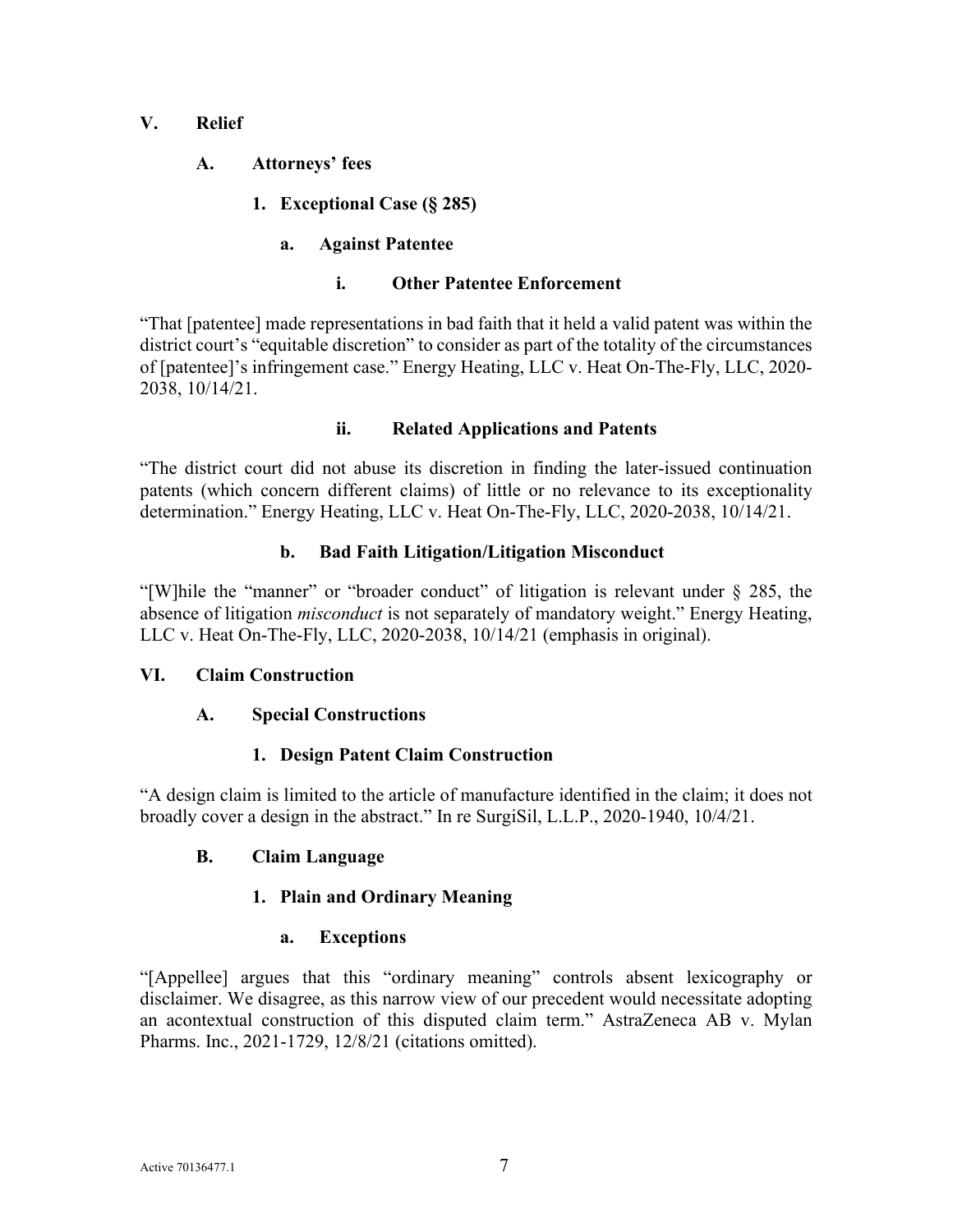## V. Relief

### A. Attorneys' fees

#### 1. Exceptional Case (§ 285)

##### a. Against Patentee

###### i. Other Patentee Enforcement

"That [patentee] made representations in bad faith that it held a valid patent was within the district court's "equitable discretion" to consider as part of the totality of the circumstances of [patentee]'s infringement case." Energy Heating, LLC v. Heat On-The-Fly, LLC, 2020-2038, 10/14/21.

###### ii. Related Applications and Patents

"The district court did not abuse its discretion in finding the later-issued continuation patents (which concern different claims) of little or no relevance to its exceptionality determination." Energy Heating, LLC v. Heat On-The-Fly, LLC, 2020-2038, 10/14/21.

##### b. Bad Faith Litigation/Litigation Misconduct

"[W]hile the "manner" or "broader conduct" of litigation is relevant under § 285, the absence of litigation *misconduct* is not separately of mandatory weight." Energy Heating, LLC v. Heat On-The-Fly, LLC, 2020-2038, 10/14/21 (emphasis in original).

## VI. Claim Construction

### A. Special Constructions

#### 1. Design Patent Claim Construction

"A design claim is limited to the article of manufacture identified in the claim; it does not broadly cover a design in the abstract." In re SurgiSil, L.L.P., 2020-1940, 10/4/21.

### B. Claim Language

#### 1. Plain and Ordinary Meaning

##### a. Exceptions

"[Appellee] argues that this "ordinary meaning" controls absent lexicography or disclaimer. We disagree, as this narrow view of our precedent would necessitate adopting an acontextual construction of this disputed claim term." AstraZeneca AB v. Mylan Pharms. Inc., 2021-1729, 12/8/21 (citations omitted).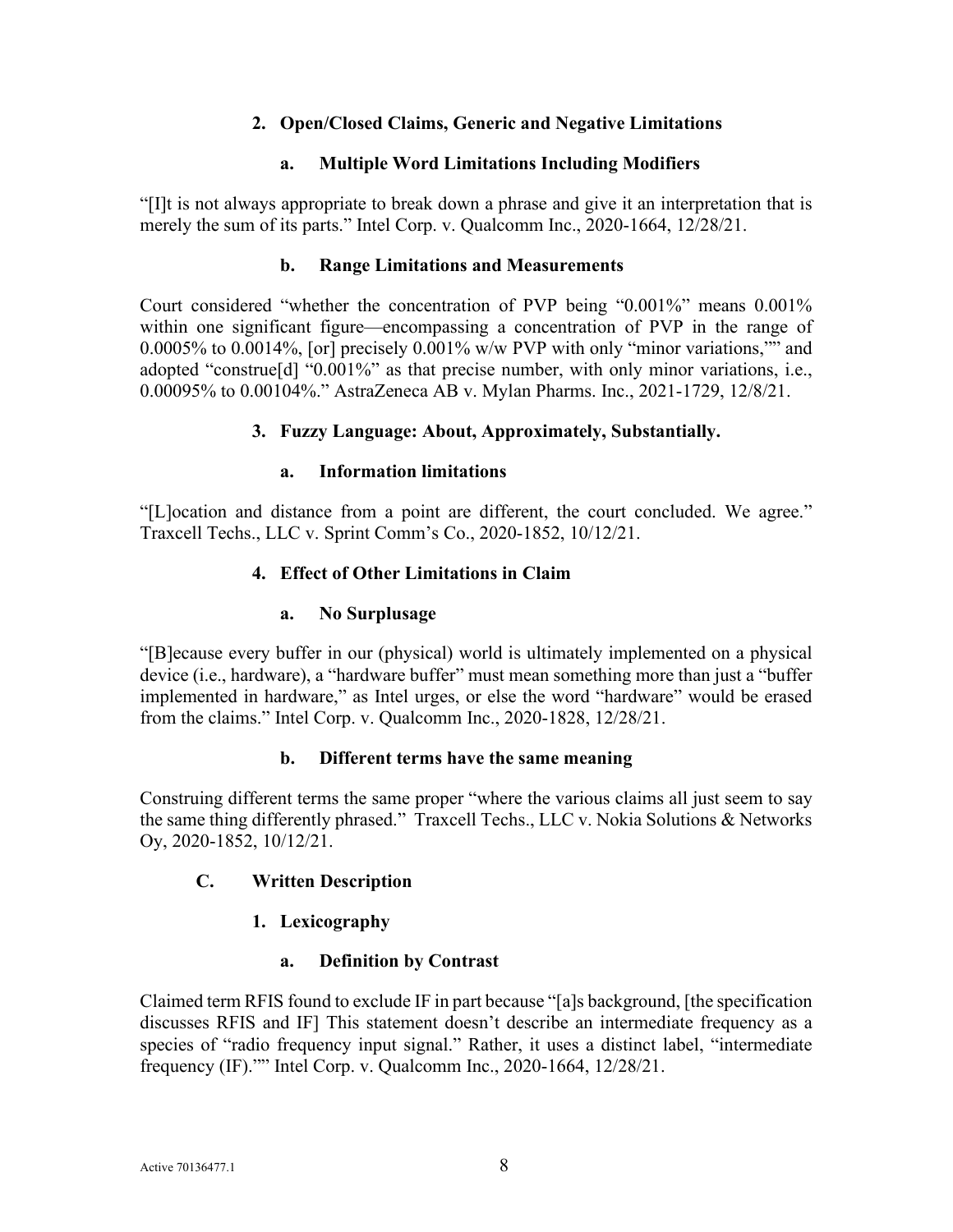### 2. Open/Closed Claims, Generic and Negative Limitations

#### a. Multiple Word Limitations Including Modifiers

"[I]t is not always appropriate to break down a phrase and give it an interpretation that is merely the sum of its parts." Intel Corp. v. Qualcomm Inc., 2020-1664, 12/28/21.

#### b. Range Limitations and Measurements

Court considered "whether the concentration of PVP being "0.001%" means 0.001% within one significant figure—encompassing a concentration of PVP in the range of 0.0005% to 0.0014%, [or] precisely 0.001% w/w PVP with only "minor variations,"" and adopted "construe[d] "0.001%" as that precise number, with only minor variations, i.e., 0.00095% to 0.00104%." AstraZeneca AB v. Mylan Pharms. Inc., 2021-1729, 12/8/21.

### 3. Fuzzy Language: About, Approximately, Substantially.

#### a. Information limitations

"[L]ocation and distance from a point are different, the court concluded. We agree." Traxcell Techs., LLC v. Sprint Comm's Co., 2020-1852, 10/12/21.

### 4. Effect of Other Limitations in Claim

#### a. No Surplusage

"[B]ecause every buffer in our (physical) world is ultimately implemented on a physical device (i.e., hardware), a "hardware buffer" must mean something more than just a "buffer implemented in hardware," as Intel urges, or else the word "hardware" would be erased from the claims." Intel Corp. v. Qualcomm Inc., 2020-1828, 12/28/21.

#### b. Different terms have the same meaning

Construing different terms the same proper "where the various claims all just seem to say the same thing differently phrased." Traxcell Techs., LLC v. Nokia Solutions & Networks Oy, 2020-1852, 10/12/21.

## C. Written Description

### 1. Lexicography

#### a. Definition by Contrast

Claimed term RFIS found to exclude IF in part because "[a]s background, [the specification discusses RFIS and IF] This statement doesn't describe an intermediate frequency as a species of "radio frequency input signal." Rather, it uses a distinct label, "intermediate frequency (IF)."" Intel Corp. v. Qualcomm Inc., 2020-1664, 12/28/21.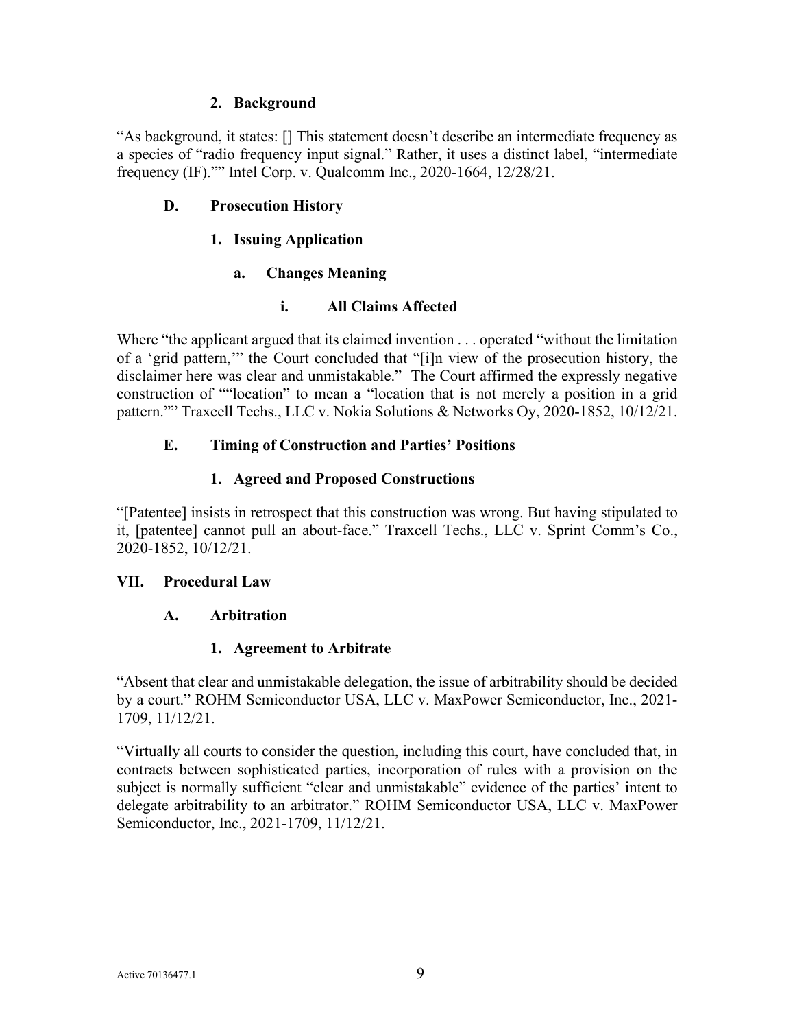#### 2. Background

"As background, it states: [] This statement doesn't describe an intermediate frequency as a species of "radio frequency input signal." Rather, it uses a distinct label, "intermediate frequency (IF)."" Intel Corp. v. Qualcomm Inc., 2020-1664, 12/28/21.

### D. Prosecution History

#### 1. Issuing Application

##### a. Changes Meaning

###### i. All Claims Affected

Where "the applicant argued that its claimed invention . . . operated "without the limitation of a 'grid pattern,'" the Court concluded that "[i]n view of the prosecution history, the disclaimer here was clear and unmistakable." The Court affirmed the expressly negative construction of ""location" to mean a "location that is not merely a position in a grid pattern."" Traxcell Techs., LLC v. Nokia Solutions & Networks Oy, 2020-1852, 10/12/21.

### E. Timing of Construction and Parties' Positions

#### 1. Agreed and Proposed Constructions

"[Patentee] insists in retrospect that this construction was wrong. But having stipulated to it, [patentee] cannot pull an about-face." Traxcell Techs., LLC v. Sprint Comm's Co., 2020-1852, 10/12/21.

## VII. Procedural Law

### A. Arbitration

#### 1. Agreement to Arbitrate

"Absent that clear and unmistakable delegation, the issue of arbitrability should be decided by a court." ROHM Semiconductor USA, LLC v. MaxPower Semiconductor, Inc., 2021-1709, 11/12/21.

"Virtually all courts to consider the question, including this court, have concluded that, in contracts between sophisticated parties, incorporation of rules with a provision on the subject is normally sufficient "clear and unmistakable" evidence of the parties' intent to delegate arbitrability to an arbitrator." ROHM Semiconductor USA, LLC v. MaxPower Semiconductor, Inc., 2021-1709, 11/12/21.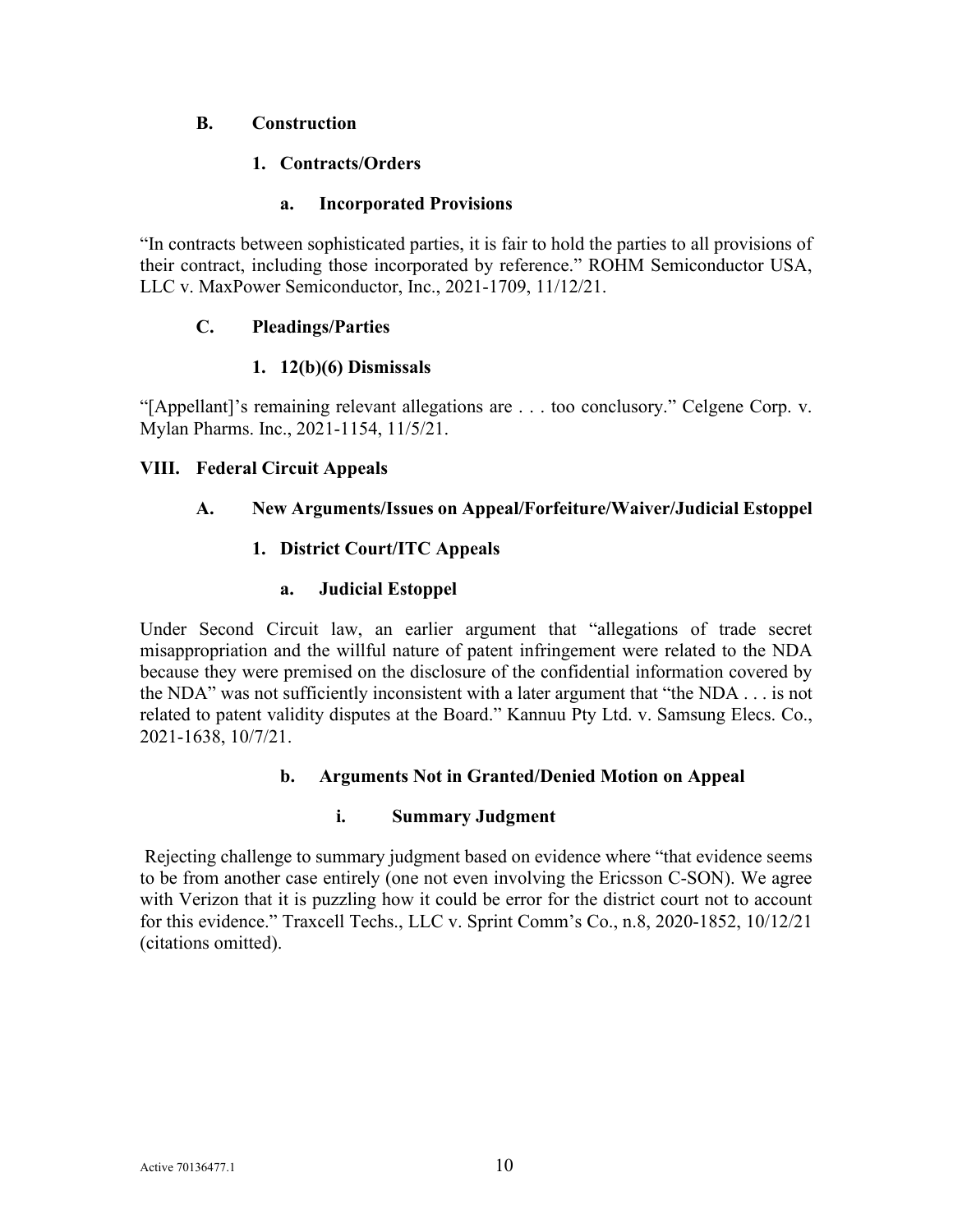### B. Construction

#### 1. Contracts/Orders

##### a. Incorporated Provisions

"In contracts between sophisticated parties, it is fair to hold the parties to all provisions of their contract, including those incorporated by reference." ROHM Semiconductor USA, LLC v. MaxPower Semiconductor, Inc., 2021-1709, 11/12/21.

### C. Pleadings/Parties

#### 1. 12(b)(6) Dismissals

"[Appellant]'s remaining relevant allegations are . . . too conclusory." Celgene Corp. v. Mylan Pharms. Inc., 2021-1154, 11/5/21.

## VIII. Federal Circuit Appeals

### A. New Arguments/Issues on Appeal/Forfeiture/Waiver/Judicial Estoppel

#### 1. District Court/ITC Appeals

##### a. Judicial Estoppel

Under Second Circuit law, an earlier argument that "allegations of trade secret misappropriation and the willful nature of patent infringement were related to the NDA because they were premised on the disclosure of the confidential information covered by the NDA" was not sufficiently inconsistent with a later argument that "the NDA . . . is not related to patent validity disputes at the Board." Kannuu Pty Ltd. v. Samsung Elecs. Co., 2021-1638, 10/7/21.

##### b. Arguments Not in Granted/Denied Motion on Appeal

###### i. Summary Judgment

Rejecting challenge to summary judgment based on evidence where "that evidence seems to be from another case entirely (one not even involving the Ericsson C-SON). We agree with Verizon that it is puzzling how it could be error for the district court not to account for this evidence." Traxcell Techs., LLC v. Sprint Comm's Co., n.8, 2020-1852, 10/12/21 (citations omitted).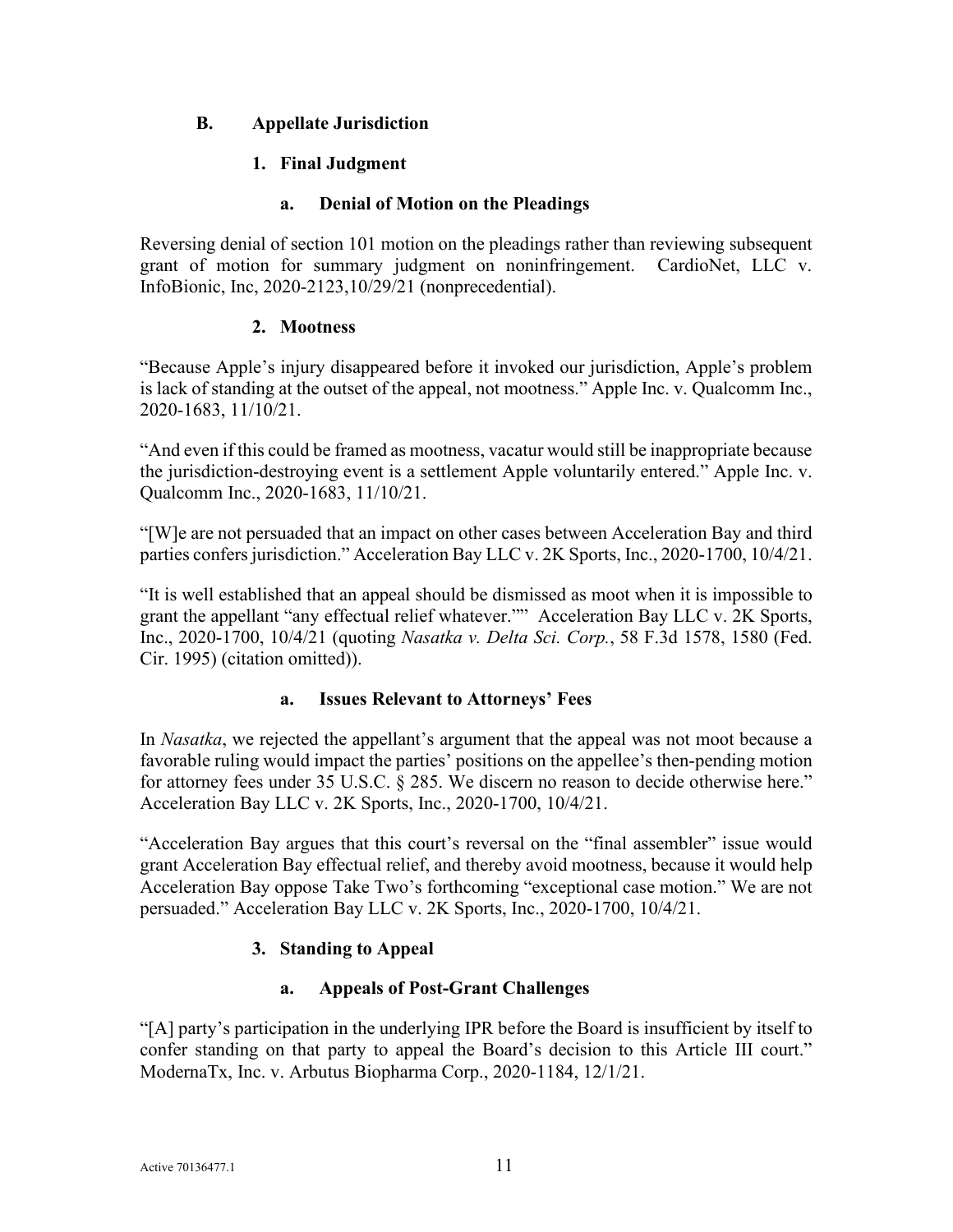## B. Appellate Jurisdiction

### 1. Final Judgment

#### a. Denial of Motion on the Pleadings

Reversing denial of section 101 motion on the pleadings rather than reviewing subsequent grant of motion for summary judgment on noninfringement. CardioNet, LLC v. InfoBionic, Inc, 2020-2123,10/29/21 (nonprecedential).

### 2. Mootness

"Because Apple's injury disappeared before it invoked our jurisdiction, Apple's problem is lack of standing at the outset of the appeal, not mootness." Apple Inc. v. Qualcomm Inc., 2020-1683, 11/10/21.

"And even if this could be framed as mootness, vacatur would still be inappropriate because the jurisdiction-destroying event is a settlement Apple voluntarily entered." Apple Inc. v. Qualcomm Inc., 2020-1683, 11/10/21.

"[W]e are not persuaded that an impact on other cases between Acceleration Bay and third parties confers jurisdiction." Acceleration Bay LLC v. 2K Sports, Inc., 2020-1700, 10/4/21.

"It is well established that an appeal should be dismissed as moot when it is impossible to grant the appellant "any effectual relief whatever."" Acceleration Bay LLC v. 2K Sports, Inc., 2020-1700, 10/4/21 (quoting *Nasatka v. Delta Sci. Corp.*, 58 F.3d 1578, 1580 (Fed. Cir. 1995) (citation omitted)).

#### a. Issues Relevant to Attorneys' Fees

In *Nasatka*, we rejected the appellant's argument that the appeal was not moot because a favorable ruling would impact the parties' positions on the appellee's then-pending motion for attorney fees under 35 U.S.C. § 285. We discern no reason to decide otherwise here." Acceleration Bay LLC v. 2K Sports, Inc., 2020-1700, 10/4/21.

"Acceleration Bay argues that this court's reversal on the "final assembler" issue would grant Acceleration Bay effectual relief, and thereby avoid mootness, because it would help Acceleration Bay oppose Take Two's forthcoming "exceptional case motion." We are not persuaded." Acceleration Bay LLC v. 2K Sports, Inc., 2020-1700, 10/4/21.

### 3. Standing to Appeal

#### a. Appeals of Post-Grant Challenges

"[A] party's participation in the underlying IPR before the Board is insufficient by itself to confer standing on that party to appeal the Board's decision to this Article III court." ModernaTx, Inc. v. Arbutus Biopharma Corp., 2020-1184, 12/1/21.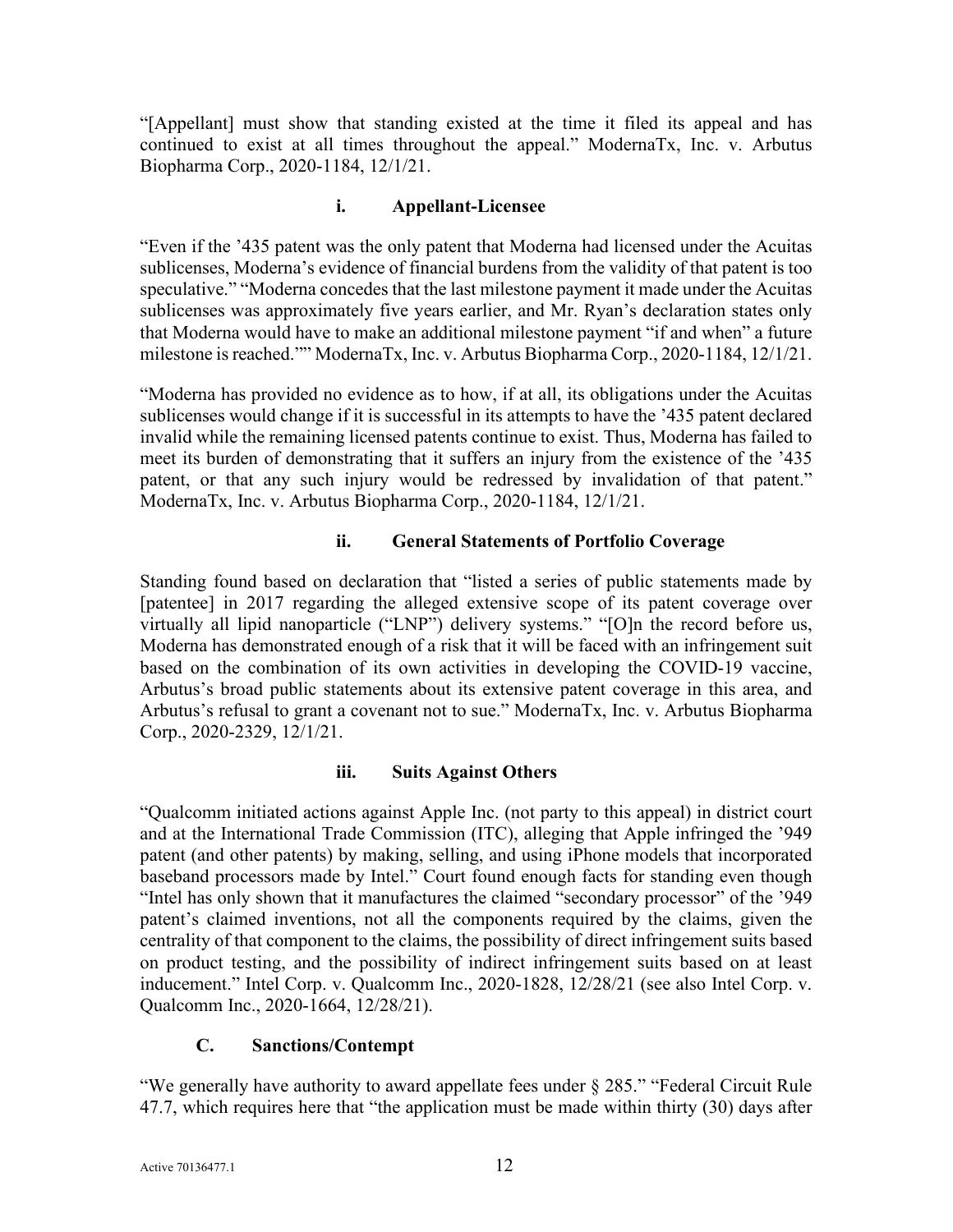"[Appellant] must show that standing existed at the time it filed its appeal and has continued to exist at all times throughout the appeal." ModernaTx, Inc. v. Arbutus Biopharma Corp., 2020-1184, 12/1/21.

#### i. Appellant-Licensee

"Even if the '435 patent was the only patent that Moderna had licensed under the Acuitas sublicenses, Moderna's evidence of financial burdens from the validity of that patent is too speculative." "Moderna concedes that the last milestone payment it made under the Acuitas sublicenses was approximately five years earlier, and Mr. Ryan's declaration states only that Moderna would have to make an additional milestone payment "if and when" a future milestone is reached."" ModernaTx, Inc. v. Arbutus Biopharma Corp., 2020-1184, 12/1/21.

"Moderna has provided no evidence as to how, if at all, its obligations under the Acuitas sublicenses would change if it is successful in its attempts to have the '435 patent declared invalid while the remaining licensed patents continue to exist. Thus, Moderna has failed to meet its burden of demonstrating that it suffers an injury from the existence of the '435 patent, or that any such injury would be redressed by invalidation of that patent." ModernaTx, Inc. v. Arbutus Biopharma Corp., 2020-1184, 12/1/21.

#### ii. General Statements of Portfolio Coverage

Standing found based on declaration that "listed a series of public statements made by [patentee] in 2017 regarding the alleged extensive scope of its patent coverage over virtually all lipid nanoparticle ("LNP") delivery systems." "[O]n the record before us, Moderna has demonstrated enough of a risk that it will be faced with an infringement suit based on the combination of its own activities in developing the COVID-19 vaccine, Arbutus's broad public statements about its extensive patent coverage in this area, and Arbutus's refusal to grant a covenant not to sue." ModernaTx, Inc. v. Arbutus Biopharma Corp., 2020-2329, 12/1/21.

#### iii. Suits Against Others

"Qualcomm initiated actions against Apple Inc. (not party to this appeal) in district court and at the International Trade Commission (ITC), alleging that Apple infringed the '949 patent (and other patents) by making, selling, and using iPhone models that incorporated baseband processors made by Intel." Court found enough facts for standing even though "Intel has only shown that it manufactures the claimed "secondary processor" of the '949 patent's claimed inventions, not all the components required by the claims, given the centrality of that component to the claims, the possibility of direct infringement suits based on product testing, and the possibility of indirect infringement suits based on at least inducement." Intel Corp. v. Qualcomm Inc., 2020-1828, 12/28/21 (see also Intel Corp. v. Qualcomm Inc., 2020-1664, 12/28/21).

### C. Sanctions/Contempt

"We generally have authority to award appellate fees under § 285." "Federal Circuit Rule 47.7, which requires here that "the application must be made within thirty (30) days after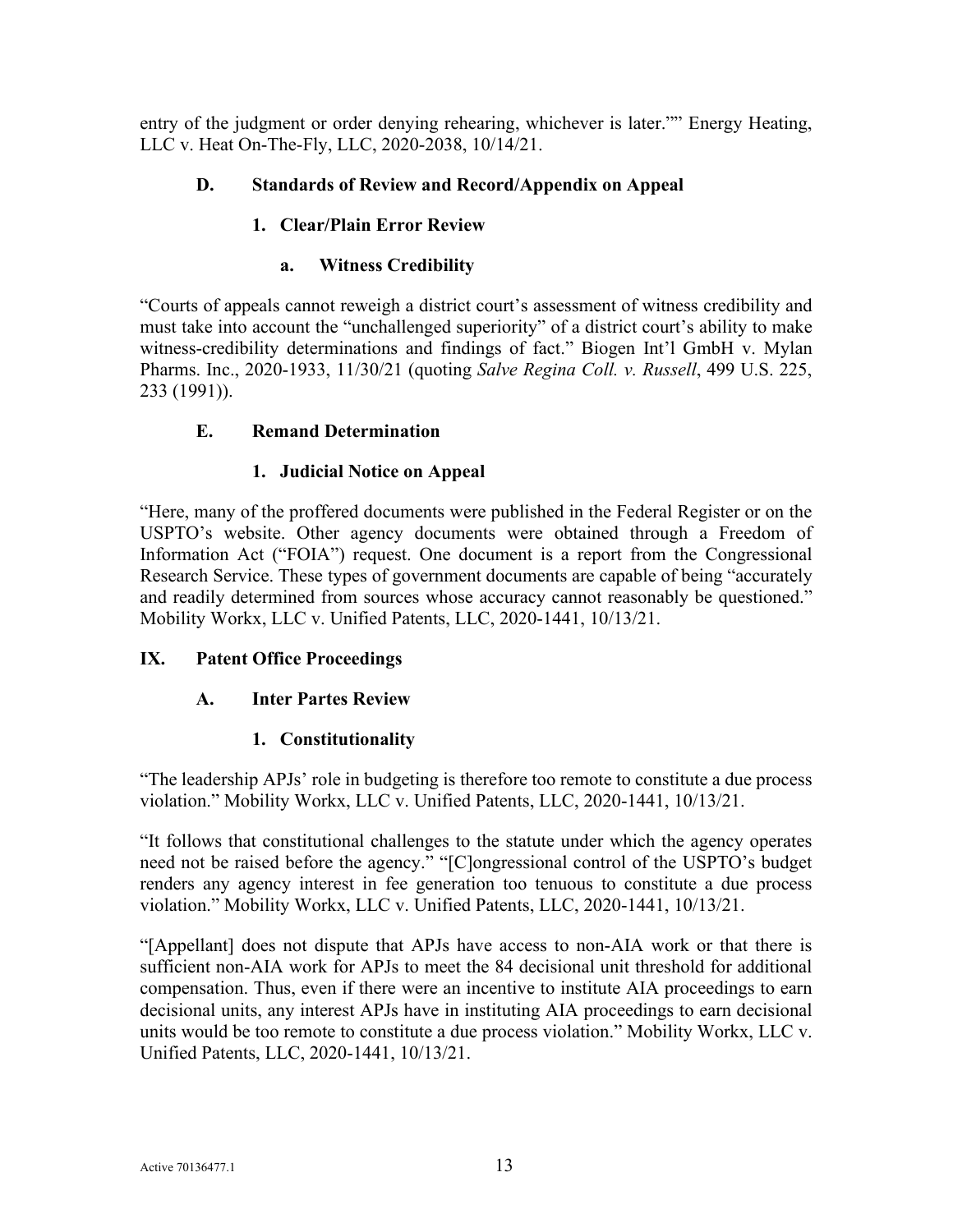entry of the judgment or order denying rehearing, whichever is later."" Energy Heating, LLC v. Heat On-The-Fly, LLC, 2020-2038, 10/14/21.

### D. Standards of Review and Record/Appendix on Appeal

#### 1. Clear/Plain Error Review

##### a. Witness Credibility

"Courts of appeals cannot reweigh a district court's assessment of witness credibility and must take into account the "unchallenged superiority" of a district court's ability to make witness-credibility determinations and findings of fact." Biogen Int'l GmbH v. Mylan Pharms. Inc., 2020-1933, 11/30/21 (quoting *Salve Regina Coll. v. Russell*, 499 U.S. 225, 233 (1991)).

### E. Remand Determination

#### 1. Judicial Notice on Appeal

"Here, many of the proffered documents were published in the Federal Register or on the USPTO's website. Other agency documents were obtained through a Freedom of Information Act ("FOIA") request. One document is a report from the Congressional Research Service. These types of government documents are capable of being "accurately and readily determined from sources whose accuracy cannot reasonably be questioned." Mobility Workx, LLC v. Unified Patents, LLC, 2020-1441, 10/13/21.

## IX. Patent Office Proceedings

### A. Inter Partes Review

#### 1. Constitutionality

"The leadership APJs' role in budgeting is therefore too remote to constitute a due process violation." Mobility Workx, LLC v. Unified Patents, LLC, 2020-1441, 10/13/21.

"It follows that constitutional challenges to the statute under which the agency operates need not be raised before the agency." "[C]ongressional control of the USPTO's budget renders any agency interest in fee generation too tenuous to constitute a due process violation." Mobility Workx, LLC v. Unified Patents, LLC, 2020-1441, 10/13/21.

"[Appellant] does not dispute that APJs have access to non-AIA work or that there is sufficient non-AIA work for APJs to meet the 84 decisional unit threshold for additional compensation. Thus, even if there were an incentive to institute AIA proceedings to earn decisional units, any interest APJs have in instituting AIA proceedings to earn decisional units would be too remote to constitute a due process violation." Mobility Workx, LLC v. Unified Patents, LLC, 2020-1441, 10/13/21.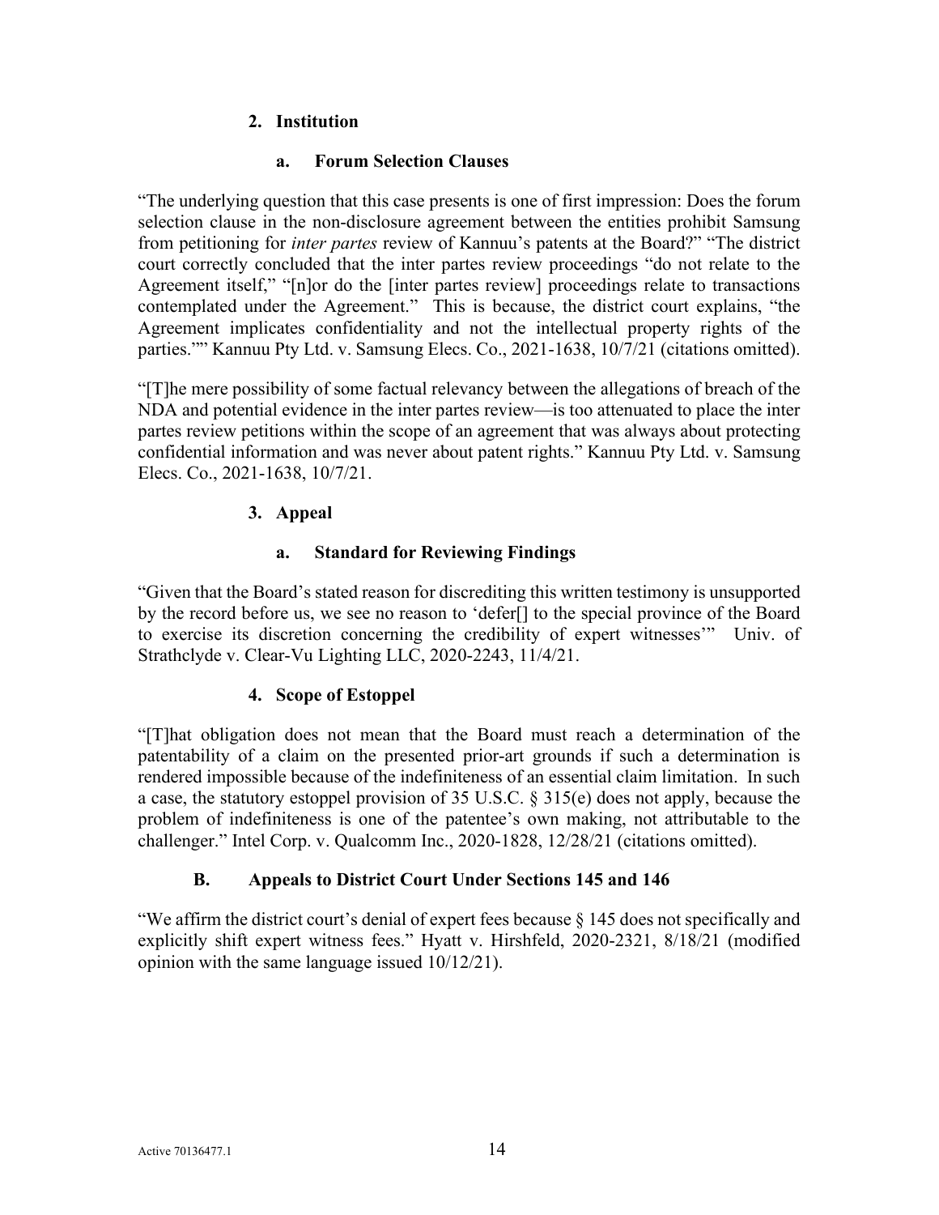### 2. Institution

#### a. Forum Selection Clauses

"The underlying question that this case presents is one of first impression: Does the forum selection clause in the non-disclosure agreement between the entities prohibit Samsung from petitioning for *inter partes* review of Kannuu's patents at the Board?" "The district court correctly concluded that the inter partes review proceedings "do not relate to the Agreement itself," "[n]or do the [inter partes review] proceedings relate to transactions contemplated under the Agreement." This is because, the district court explains, "the Agreement implicates confidentiality and not the intellectual property rights of the parties."" Kannuu Pty Ltd. v. Samsung Elecs. Co., 2021-1638, 10/7/21 (citations omitted).

"[T]he mere possibility of some factual relevancy between the allegations of breach of the NDA and potential evidence in the inter partes review—is too attenuated to place the inter partes review petitions within the scope of an agreement that was always about protecting confidential information and was never about patent rights." Kannuu Pty Ltd. v. Samsung Elecs. Co., 2021-1638, 10/7/21.

### 3. Appeal

#### a. Standard for Reviewing Findings

"Given that the Board's stated reason for discrediting this written testimony is unsupported by the record before us, we see no reason to 'defer[] to the special province of the Board to exercise its discretion concerning the credibility of expert witnesses'" Univ. of Strathclyde v. Clear-Vu Lighting LLC, 2020-2243, 11/4/21.

### 4. Scope of Estoppel

"[T]hat obligation does not mean that the Board must reach a determination of the patentability of a claim on the presented prior-art grounds if such a determination is rendered impossible because of the indefiniteness of an essential claim limitation. In such a case, the statutory estoppel provision of 35 U.S.C. § 315(e) does not apply, because the problem of indefiniteness is one of the patentee's own making, not attributable to the challenger." Intel Corp. v. Qualcomm Inc., 2020-1828, 12/28/21 (citations omitted).

## B. Appeals to District Court Under Sections 145 and 146

"We affirm the district court's denial of expert fees because § 145 does not specifically and explicitly shift expert witness fees." Hyatt v. Hirshfeld, 2020-2321, 8/18/21 (modified opinion with the same language issued 10/12/21).